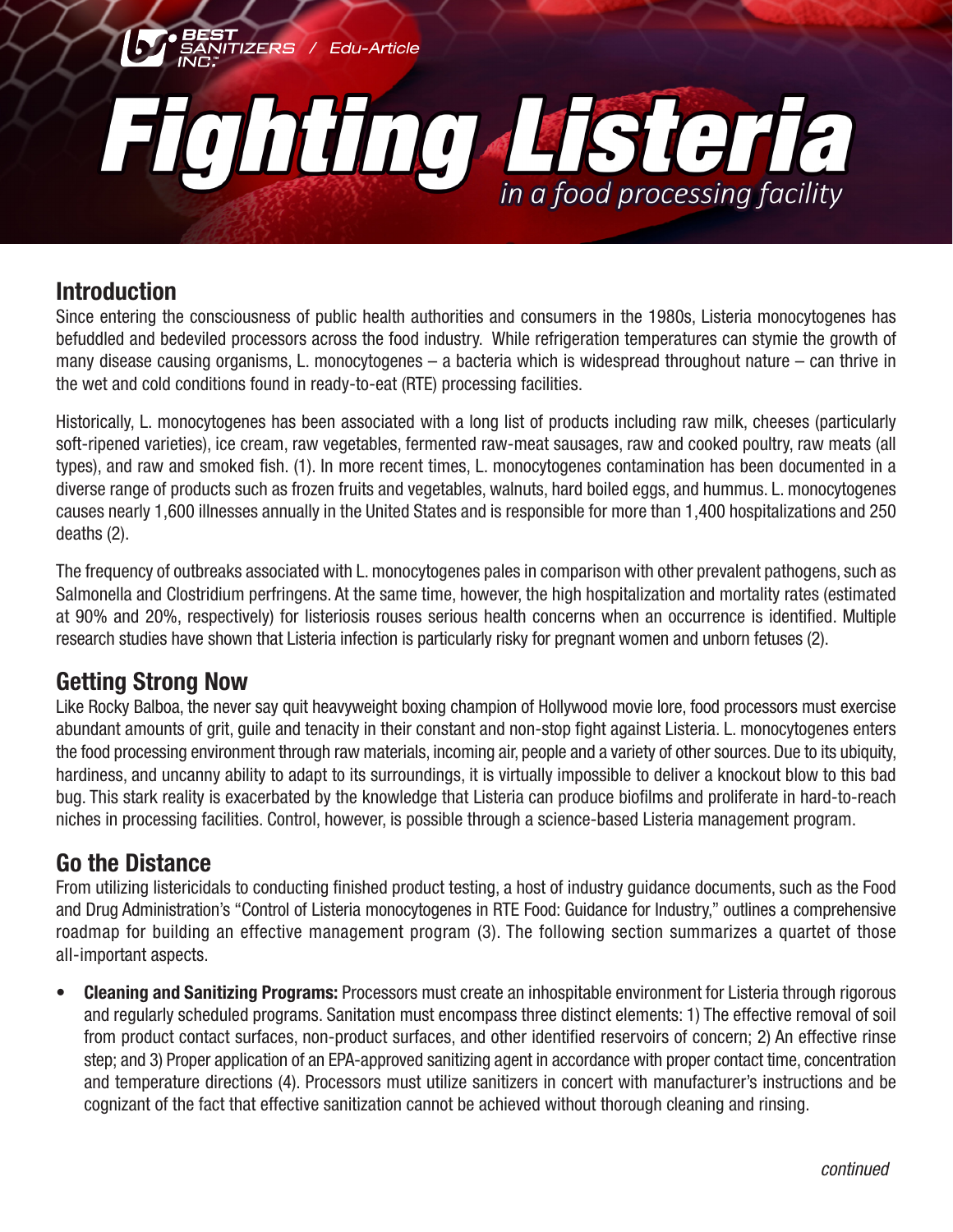BEST SANITIZERS INC.™ / Edu-Article

# Fighting Listeria

*in a food processing facility*

## Introduction

Since entering the consciousness of public health authorities and consumers in the 1980s, Listeria monocytogenes has befuddled and bedeviled processors across the food industry. While refrigeration temperatures can stymie the growth of many disease causing organisms, L. monocytogenes – a bacteria which is widespread throughout nature – can thrive in the wet and cold conditions found in ready-to-eat (RTE) processing facilities.

Historically, L. monocytogenes has been associated with a long list of products including raw milk, cheeses (particularly soft-ripened varieties), ice cream, raw vegetables, fermented raw-meat sausages, raw and cooked poultry, raw meats (all types), and raw and smoked fish. (1). In more recent times, L. monocytogenes contamination has been documented in a diverse range of products such as frozen fruits and vegetables, walnuts, hard boiled eggs, and hummus. L. monocytogenes causes nearly 1,600 illnesses annually in the United States and is responsible for more than 1,400 hospitalizations and 250 deaths (2).

The frequency of outbreaks associated with L. monocytogenes pales in comparison with other prevalent pathogens, such as Salmonella and Clostridium perfringens. At the same time, however, the high hospitalization and mortality rates (estimated at 90% and 20%, respectively) for listeriosis rouses serious health concerns when an occurrence is identified. Multiple research studies have shown that Listeria infection is particularly risky for pregnant women and unborn fetuses (2).

## Getting Strong Now

Like Rocky Balboa, the never say quit heavyweight boxing champion of Hollywood movie lore, food processors must exercise abundant amounts of grit, guile and tenacity in their constant and non-stop fight against Listeria. L. monocytogenes enters the food processing environment through raw materials, incoming air, people and a variety of other sources. Due to its ubiquity, hardiness, and uncanny ability to adapt to its surroundings, it is virtually impossible to deliver a knockout blow to this bad bug. This stark reality is exacerbated by the knowledge that Listeria can produce biofilms and proliferate in hard-to-reach niches in processing facilities. Control, however, is possible through a science-based Listeria management program.

## Go the Distance

From utilizing listericidals to conducting finished product testing, a host of industry guidance documents, such as the Food and Drug Administration's "Control of Listeria monocytogenes in RTE Food: Guidance for Industry," outlines a comprehensive roadmap for building an effective management program (3). The following section summarizes a quartet of those all-important aspects.

- **Cleaning and Sanitizing Programs:** Processors must create an inhospitable environment for Listeria through rigorous and regularly scheduled programs. Sanitation must encompass three distinct elements: 1) The effective removal of soil from product contact surfaces, non-product surfaces, and other identified reservoirs of concern; 2) An effective rinse step; and 3) Proper application of an EPA-approved sanitizing agent in accordance with proper contact time, concentration and temperature directions (4). Processors must utilize sanitizers in concert with manufacturer's instructions and be cognizant of the fact that effective sanitization cannot be achieved without thorough cleaning and rinsing.

*continued*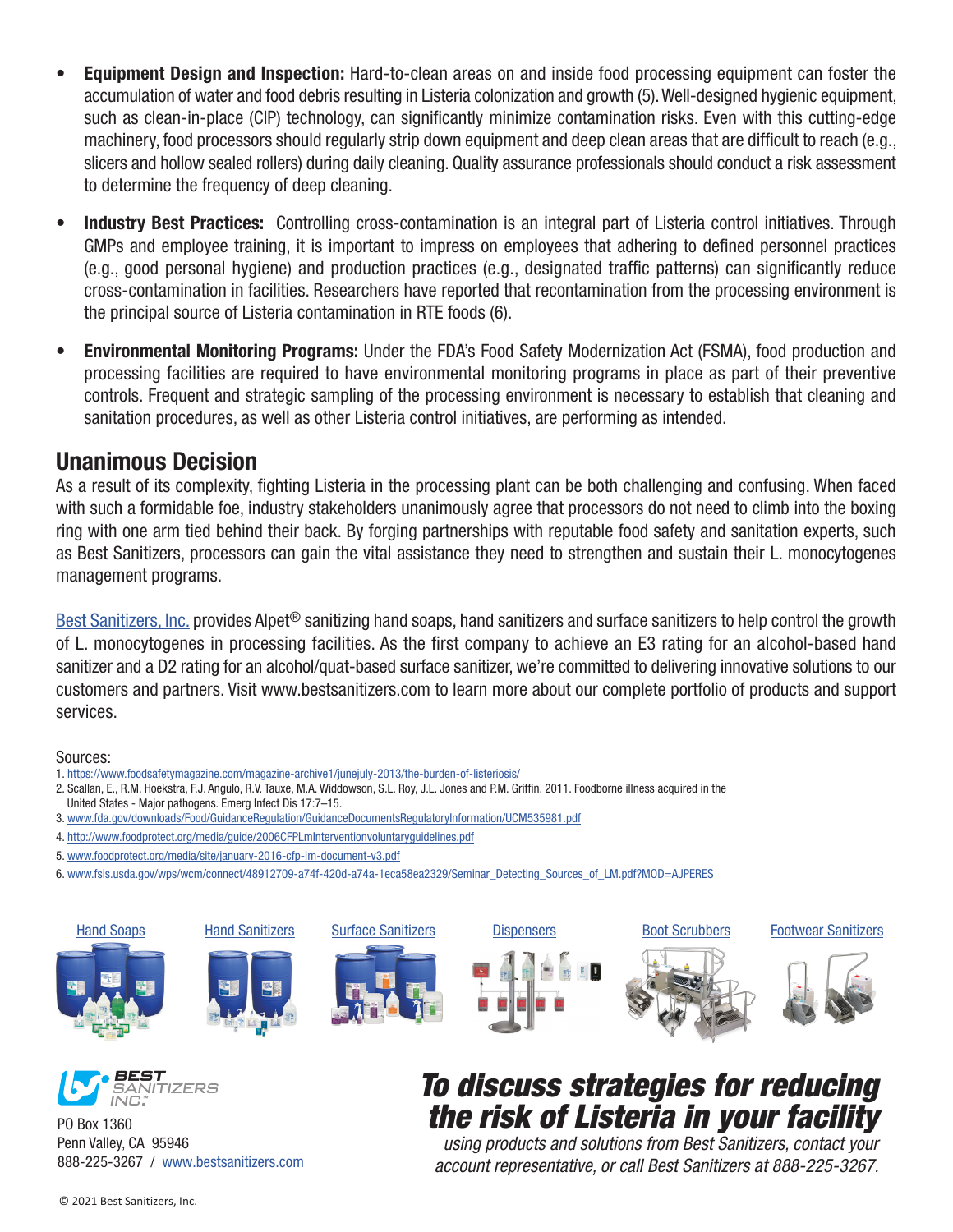- **Equipment Design and Inspection:** Hard-to-clean areas on and inside food processing equipment can foster the accumulation of water and food debris resulting in Listeria colonization and growth (5). Well-designed hygienic equipment, such as clean-in-place (CIP) technology, can significantly minimize contamination risks. Even with this cutting-edge machinery, food processors should regularly strip down equipment and deep clean areas that are difficult to reach (e.g., slicers and hollow sealed rollers) during daily cleaning. Quality assurance professionals should conduct a risk assessment to determine the frequency of deep cleaning.

- **Industry Best Practices:** Controlling cross-contamination is an integral part of Listeria control initiatives. Through GMPs and employee training, it is important to impress on employees that adhering to defined personnel practices (e.g., good personal hygiene) and production practices (e.g., designated traffic patterns) can significantly reduce cross-contamination in facilities. Researchers have reported that recontamination from the processing environment is the principal source of Listeria contamination in RTE foods (6).

- **Environmental Monitoring Programs:** Under the FDA's Food Safety Modernization Act (FSMA), food production and processing facilities are required to have environmental monitoring programs in place as part of their preventive controls. Frequent and strategic sampling of the processing environment is necessary to establish that cleaning and sanitation procedures, as well as other Listeria control initiatives, are performing as intended.

## Unanimous Decision

As a result of its complexity, fighting Listeria in the processing plant can be both challenging and confusing. When faced with such a formidable foe, industry stakeholders unanimously agree that processors do not need to climb into the boxing ring with one arm tied behind their back. By forging partnerships with reputable food safety and sanitation experts, such as Best Sanitizers, processors can gain the vital assistance they need to strengthen and sustain their L. monocytogenes management programs.

Best Sanitizers, Inc. provides Alpet® sanitizing hand soaps, hand sanitizers and surface sanitizers to help control the growth of L. monocytogenes in processing facilities. As the first company to achieve an E3 rating for an alcohol-based hand sanitizer and a D2 rating for an alcohol/quat-based surface sanitizer, we're committed to delivering innovative solutions to our customers and partners. Visit www.bestsanitizers.com to learn more about our complete portfolio of products and support services.

Sources:

1. https://www.foodsafetymagazine.com/magazine-archive1/junejuly-2013/the-burden-of-listeriosis/
2. Scallan, E., R.M. Hoekstra, F.J. Angulo, R.V. Tauxe, M.A. Widdowson, S.L. Roy, J.L. Jones and P.M. Griffin. 2011. Foodborne illness acquired in the United States - Major pathogens. Emerg Infect Dis 17:7–15.
3. www.fda.gov/downloads/Food/GuidanceRegulation/GuidanceDocumentsRegulatoryInformation/UCM535981.pdf
4. http://www.foodprotect.org/media/guide/2006CFPLmInterventionvoluntaryguidelines.pdf
5. www.foodprotect.org/media/site/january-2016-cfp-lm-document-v3.pdf
6. www.fsis.usda.gov/wps/wcm/connect/48912709-a74f-420d-a74a-1eca58ea2329/Seminar_Detecting_Sources_of_LM.pdf?MOD=AJPERES

Hand Soaps | Hand Sanitizers | Surface Sanitizers | Dispensers | Boot Scrubbers | Footwear Sanitizers

BEST SANITIZERS INC.

PO Box 1360
Penn Valley, CA 95946
888-225-3267 / www.bestsanitizers.com

***To discuss strategies for reducing the risk of Listeria in your facility***

*using products and solutions from Best Sanitizers, contact your account representative, or call Best Sanitizers at 888-225-3267.*

© 2021 Best Sanitizers, Inc.